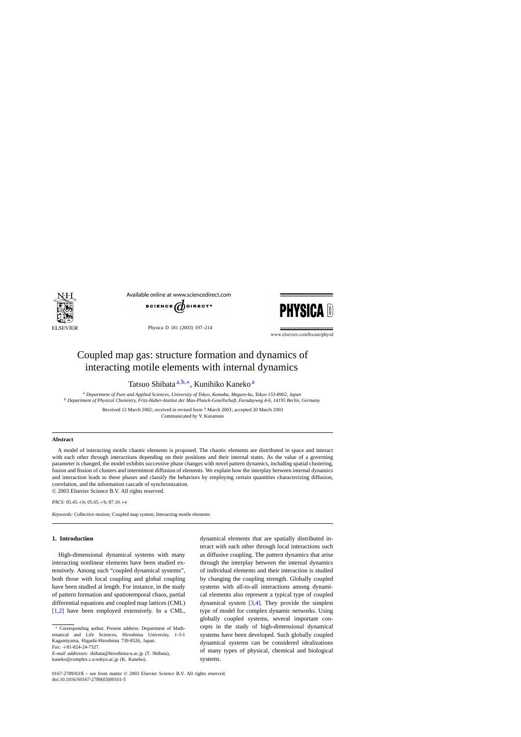# Coupled map gas: structure formation and dynamics of interacting motile elements with internal dynamics

Tatsuo Shibata [a,b,*], Kunihiko Kaneko [a]

[a] *Department of Pure and Applied Sciences, University of Tokyo, Komaba, Meguro-ku, Tokyo 153-8902, Japan*
[b] *Department of Physical Chemistry, Fritz-Haber-Institut der Max-Planck-Gesellschaft, Faradayweg 4-6, 14195 Berlin, Germany*

Received 12 March 2002; received in revised form 7 March 2003; accepted 20 March 2003
Communicated by Y. Kuramoto

## Abstract

A model of interacting motile chaotic elements is proposed. The chaotic elements are distributed in space and interact with each other through interactions depending on their positions and their internal states. As the value of a governing parameter is changed, the model exhibits successive phase changes with novel pattern dynamics, including spatial clustering, fusion and fission of clusters and intermittent diffusion of elements. We explain how the interplay between internal dynamics and interaction leads to these phases and classify the behaviors by employing certain quantities characterizing diffusion, correlation, and the information cascade of synchronization.
© 2003 Elsevier Science B.V. All rights reserved.

*PACS:* 05.45.+b; 05.65.+b; 87.10.+e

*Keywords:* Collective motion; Coupled map system; Interacting motile elements

## 1. Introduction

High-dimensional dynamical systems with many interacting nonlinear elements have been studied extensively. Among such "coupled dynamical systems", both those with local coupling and global coupling have been studied at length. For instance, in the study of pattern formation and spatiotemporal chaos, partial differential equations and coupled map lattices (CML) [1,2] have been employed extensively. In a CML, dynamical elements that are spatially distributed interact with each other through local interactions such as diffusive coupling. The pattern dynamics that arise through the interplay between the internal dynamics of individual elements and their interaction is studied by changing the coupling strength. Globally coupled systems with all-to-all interactions among dynamical elements also represent a typical type of coupled dynamical system [3,4]. They provide the simplest type of model for complex dynamic networks. Using globally coupled systems, several important concepts in the study of high-dimensional dynamical systems have been developed. Such globally coupled dynamical systems can be considered idealizations of many types of physical, chemical and biological systems.

---

* Corresponding author. Present address: Department of Mathematical and Life Sciences, Hiroshima University, 1-3-1 Kagamiyama, Higashi-Hiroshima 739-8526, Japan.
Fax: +81-824-24-7327.
*E-mail addresses:* shibata@hiroshima-u.ac.jp (T. Shibata), kaneko@complex.c.u-tokyo.ac.jp (K. Kaneko).

0167-2789/03/$ – see front matter © 2003 Elsevier Science B.V. All rights reserved.
doi:10.1016/S0167-2789(03)00101-5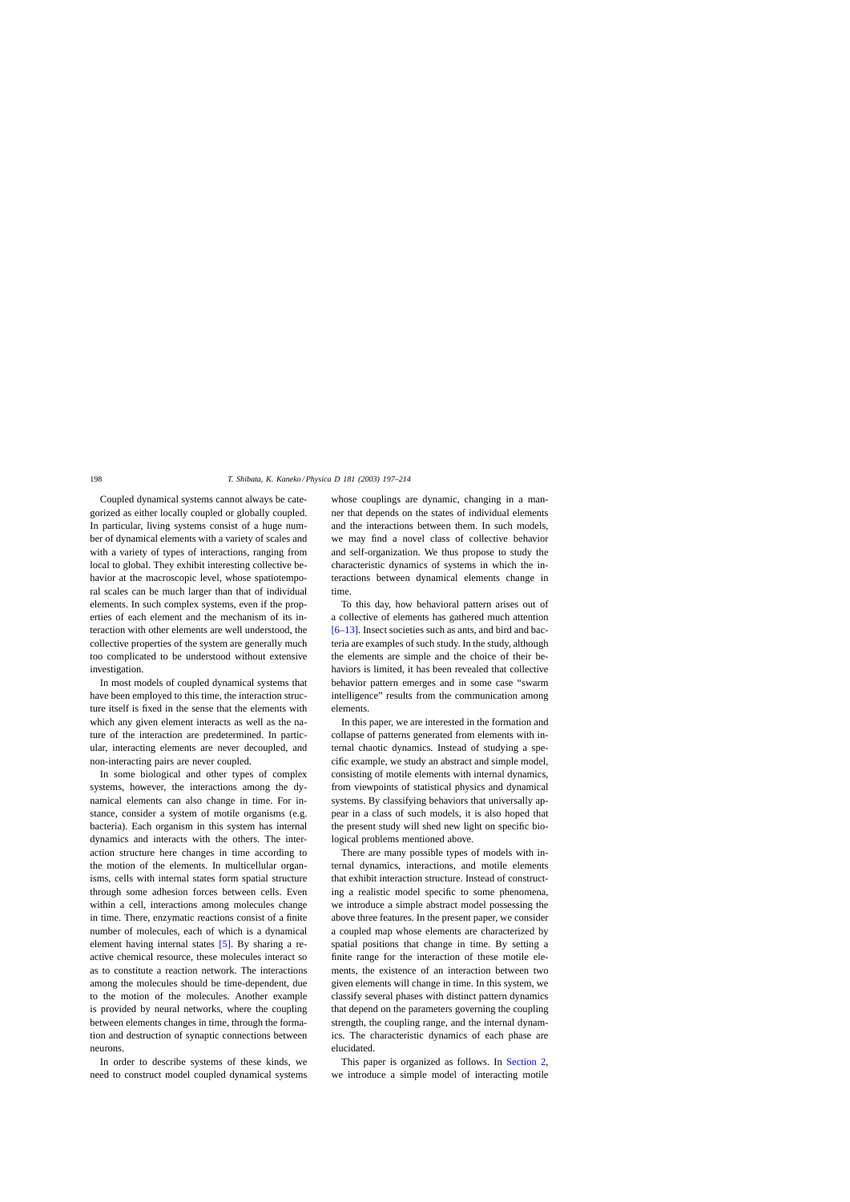Coupled dynamical systems cannot always be categorized as either locally coupled or globally coupled. In particular, living systems consist of a huge number of dynamical elements with a variety of scales and with a variety of types of interactions, ranging from local to global. They exhibit interesting collective behavior at the macroscopic level, whose spatiotemporal scales can be much larger than that of individual elements. In such complex systems, even if the properties of each element and the mechanism of its interaction with other elements are well understood, the collective properties of the system are generally much too complicated to be understood without extensive investigation.

In most models of coupled dynamical systems that have been employed to this time, the interaction structure itself is fixed in the sense that the elements with which any given element interacts as well as the nature of the interaction are predetermined. In particular, interacting elements are never decoupled, and non-interacting pairs are never coupled.

In some biological and other types of complex systems, however, the interactions among the dynamical elements can also change in time. For instance, consider a system of motile organisms (e.g. bacteria). Each organism in this system has internal dynamics and interacts with the others. The interaction structure here changes in time according to the motion of the elements. In multicellular organisms, cells with internal states form spatial structure through some adhesion forces between cells. Even within a cell, interactions among molecules change in time. There, enzymatic reactions consist of a finite number of molecules, each of which is a dynamical element having internal states [5]. By sharing a reactive chemical resource, these molecules interact so as to constitute a reaction network. The interactions among the molecules should be time-dependent, due to the motion of the molecules. Another example is provided by neural networks, where the coupling between elements changes in time, through the formation and destruction of synaptic connections between neurons.

In order to describe systems of these kinds, we need to construct model coupled dynamical systems whose couplings are dynamic, changing in a manner that depends on the states of individual elements and the interactions between them. In such models, we may find a novel class of collective behavior and self-organization. We thus propose to study the characteristic dynamics of systems in which the interactions between dynamical elements change in time.

To this day, how behavioral pattern arises out of a collective of elements has gathered much attention [6–13]. Insect societies such as ants, and bird and bacteria are examples of such study. In the study, although the elements are simple and the choice of their behaviors is limited, it has been revealed that collective behavior pattern emerges and in some case "swarm intelligence" results from the communication among elements.

In this paper, we are interested in the formation and collapse of patterns generated from elements with internal chaotic dynamics. Instead of studying a specific example, we study an abstract and simple model, consisting of motile elements with internal dynamics, from viewpoints of statistical physics and dynamical systems. By classifying behaviors that universally appear in a class of such models, it is also hoped that the present study will shed new light on specific biological problems mentioned above.

There are many possible types of models with internal dynamics, interactions, and motile elements that exhibit interaction structure. Instead of constructing a realistic model specific to some phenomena, we introduce a simple abstract model possessing the above three features. In the present paper, we consider a coupled map whose elements are characterized by spatial positions that change in time. By setting a finite range for the interaction of these motile elements, the existence of an interaction between two given elements will change in time. In this system, we classify several phases with distinct pattern dynamics that depend on the parameters governing the coupling strength, the coupling range, and the internal dynamics. The characteristic dynamics of each phase are elucidated.

This paper is organized as follows. In Section 2, we introduce a simple model of interacting motile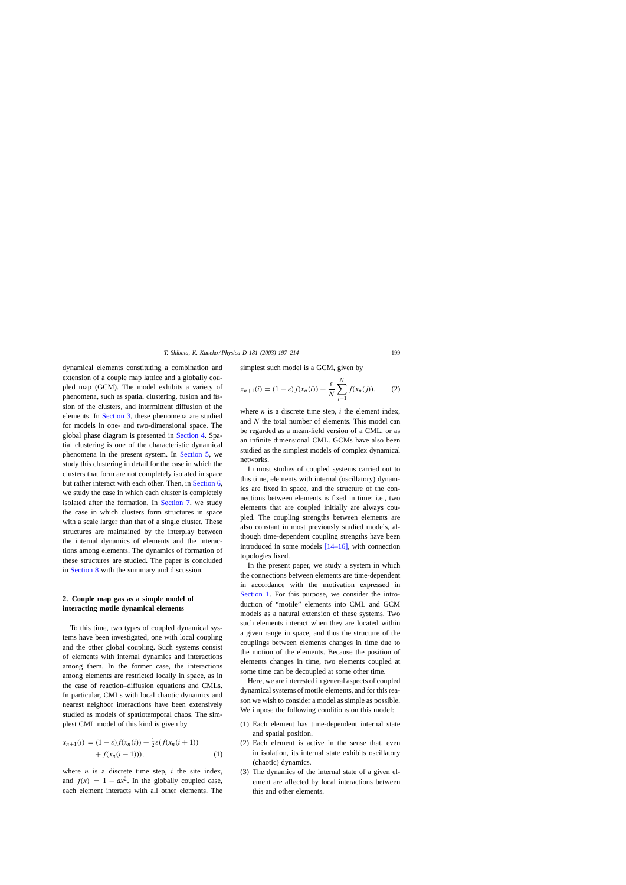dynamical elements constituting a combination and extension of a couple map lattice and a globally coupled map (GCM). The model exhibits a variety of phenomena, such as spatial clustering, fusion and fission of the clusters, and intermittent diffusion of the elements. In Section 3, these phenomena are studied for models in one- and two-dimensional space. The global phase diagram is presented in Section 4. Spatial clustering is one of the characteristic dynamical phenomena in the present system. In Section 5, we study this clustering in detail for the case in which the clusters that form are not completely isolated in space but rather interact with each other. Then, in Section 6, we study the case in which each cluster is completely isolated after the formation. In Section 7, we study the case in which clusters form structures in space with a scale larger than that of a single cluster. These structures are maintained by the interplay between the internal dynamics of elements and the interactions among elements. The dynamics of formation of these structures are studied. The paper is concluded in Section 8 with the summary and discussion.

## 2. Couple map gas as a simple model of interacting motile dynamical elements

To this time, two types of coupled dynamical systems have been investigated, one with local coupling and the other global coupling. Such systems consist of elements with internal dynamics and interactions among them. In the former case, the interactions among elements are restricted locally in space, as in the case of reaction–diffusion equations and CMLs. In particular, CMLs with local chaotic dynamics and nearest neighbor interactions have been extensively studied as models of spatiotemporal chaos. The simplest CML model of this kind is given by

$$x_{n+1}(i) = (1-\varepsilon)f(x_n(i)) + \tfrac{1}{2}\varepsilon(f(x_n(i+1)) + f(x_n(i-1))), \qquad (1)$$

where $n$ is a discrete time step, $i$ the site index, and $f(x) = 1 - ax^2$. In the globally coupled case, each element interacts with all other elements. The simplest such model is a GCM, given by

$$x_{n+1}(i) = (1-\varepsilon)f(x_n(i)) + \frac{\varepsilon}{N}\sum_{j=1}^{N} f(x_n(j)), \qquad (2)$$

where $n$ is a discrete time step, $i$ the element index, and $N$ the total number of elements. This model can be regarded as a mean-field version of a CML, or as an infinite dimensional CML. GCMs have also been studied as the simplest models of complex dynamical networks.

In most studies of coupled systems carried out to this time, elements with internal (oscillatory) dynamics are fixed in space, and the structure of the connections between elements is fixed in time; i.e., two elements that are coupled initially are always coupled. The coupling strengths between elements are also constant in most previously studied models, although time-dependent coupling strengths have been introduced in some models [14–16], with connection topologies fixed.

In the present paper, we study a system in which the connections between elements are time-dependent in accordance with the motivation expressed in Section 1. For this purpose, we consider the introduction of "motile" elements into CML and GCM models as a natural extension of these systems. Two such elements interact when they are located within a given range in space, and thus the structure of the couplings between elements changes in time due to the motion of the elements. Because the position of elements changes in time, two elements coupled at some time can be decoupled at some other time.

Here, we are interested in general aspects of coupled dynamical systems of motile elements, and for this reason we wish to consider a model as simple as possible. We impose the following conditions on this model:

(1) Each element has time-dependent internal state and spatial position.
(2) Each element is active in the sense that, even in isolation, its internal state exhibits oscillatory (chaotic) dynamics.
(3) The dynamics of the internal state of a given element are affected by local interactions between this and other elements.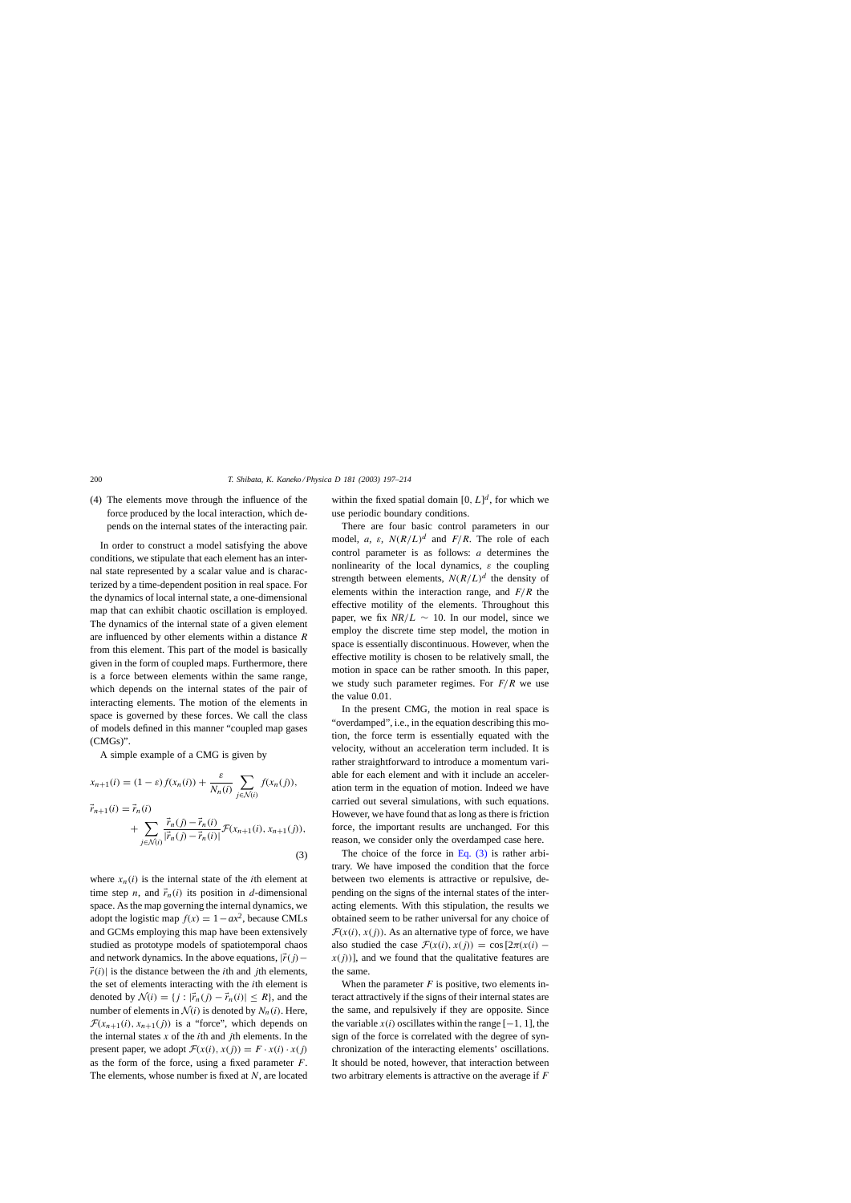(4) The elements move through the influence of the force produced by the local interaction, which depends on the internal states of the interacting pair.

In order to construct a model satisfying the above conditions, we stipulate that each element has an internal state represented by a scalar value and is characterized by a time-dependent position in real space. For the dynamics of local internal state, a one-dimensional map that can exhibit chaotic oscillation is employed. The dynamics of the internal state of a given element are influenced by other elements within a distance $R$ from this element. This part of the model is basically given in the form of coupled maps. Furthermore, there is a force between elements within the same range, which depends on the internal states of the pair of interacting elements. The motion of the elements in space is governed by these forces. We call the class of models defined in this manner “coupled map gases (CMGs)”.

A simple example of a CMG is given by

$$
\begin{aligned}
x_{n+1}(i) &= (1-\varepsilon) f(x_n(i)) + \frac{\varepsilon}{N_n(i)} \sum_{j \in \mathcal{N}(i)} f(x_n(j)), \\
\vec{r}_{n+1}(i) &= \vec{r}_n(i) \\
&\quad + \sum_{j \in \mathcal{N}(i)} \frac{\vec{r}_n(j) - \vec{r}_n(i)}{|\vec{r}_n(j) - \vec{r}_n(i)|} \mathcal{F}(x_{n+1}(i), x_{n+1}(j)),
\end{aligned} \tag{3}
$$

where $x_n(i)$ is the internal state of the $i$th element at time step $n$, and $\vec{r}_n(i)$ its position in $d$-dimensional space. As the map governing the internal dynamics, we adopt the logistic map $f(x) = 1 - ax^2$, because CMLs and GCMs employing this map have been extensively studied as prototype models of spatiotemporal chaos and network dynamics. In the above equations, $|\vec{r}(j) - \vec{r}(i)|$ is the distance between the $i$th and $j$th elements, the set of elements interacting with the $i$th element is denoted by $\mathcal{N}(i) = \{j : |\vec{r}_n(j) - \vec{r}_n(i)| \leq R\}$, and the number of elements in $\mathcal{N}(i)$ is denoted by $N_n(i)$. Here, $\mathcal{F}(x_{n+1}(i), x_{n+1}(j))$ is a “force”, which depends on the internal states $x$ of the $i$th and $j$th elements. In the present paper, we adopt $\mathcal{F}(x(i), x(j)) = F \cdot x(i) \cdot x(j)$ as the form of the force, using a fixed parameter $F$. The elements, whose number is fixed at $N$, are located within the fixed spatial domain $[0, L]^d$, for which we use periodic boundary conditions.

There are four basic control parameters in our model, $a$, $\varepsilon$, $N(R/L)^d$ and $F/R$. The role of each control parameter is as follows: $a$ determines the nonlinearity of the local dynamics, $\varepsilon$ the coupling strength between elements, $N(R/L)^d$ the density of elements within the interaction range, and $F/R$ the effective motility of the elements. Throughout this paper, we fix $NR/L \sim 10$. In our model, since we employ the discrete time step model, the motion in space is essentially discontinuous. However, when the effective motility is chosen to be relatively small, the motion in space can be rather smooth. In this paper, we study such parameter regimes. For $F/R$ we use the value 0.01.

In the present CMG, the motion in real space is “overdamped”, i.e., in the equation describing this motion, the force term is essentially equated with the velocity, without an acceleration term included. It is rather straightforward to introduce a momentum variable for each element and with it include an acceleration term in the equation of motion. Indeed we have carried out several simulations, with such equations. However, we have found that as long as there is friction force, the important results are unchanged. For this reason, we consider only the overdamped case here.

The choice of the force in Eq. (3) is rather arbitrary. We have imposed the condition that the force between two elements is attractive or repulsive, depending on the signs of the internal states of the interacting elements. With this stipulation, the results we obtained seem to be rather universal for any choice of $\mathcal{F}(x(i), x(j))$. As an alternative type of force, we have also studied the case $\mathcal{F}(x(i), x(j)) = \cos[2\pi(x(i) - x(j))]$, and we found that the qualitative features are the same.

When the parameter $F$ is positive, two elements interact attractively if the signs of their internal states are the same, and repulsively if they are opposite. Since the variable $x(i)$ oscillates within the range $[-1, 1]$, the sign of the force is correlated with the degree of synchronization of the interacting elements’ oscillations. It should be noted, however, that interaction between two arbitrary elements is attractive on the average if $F$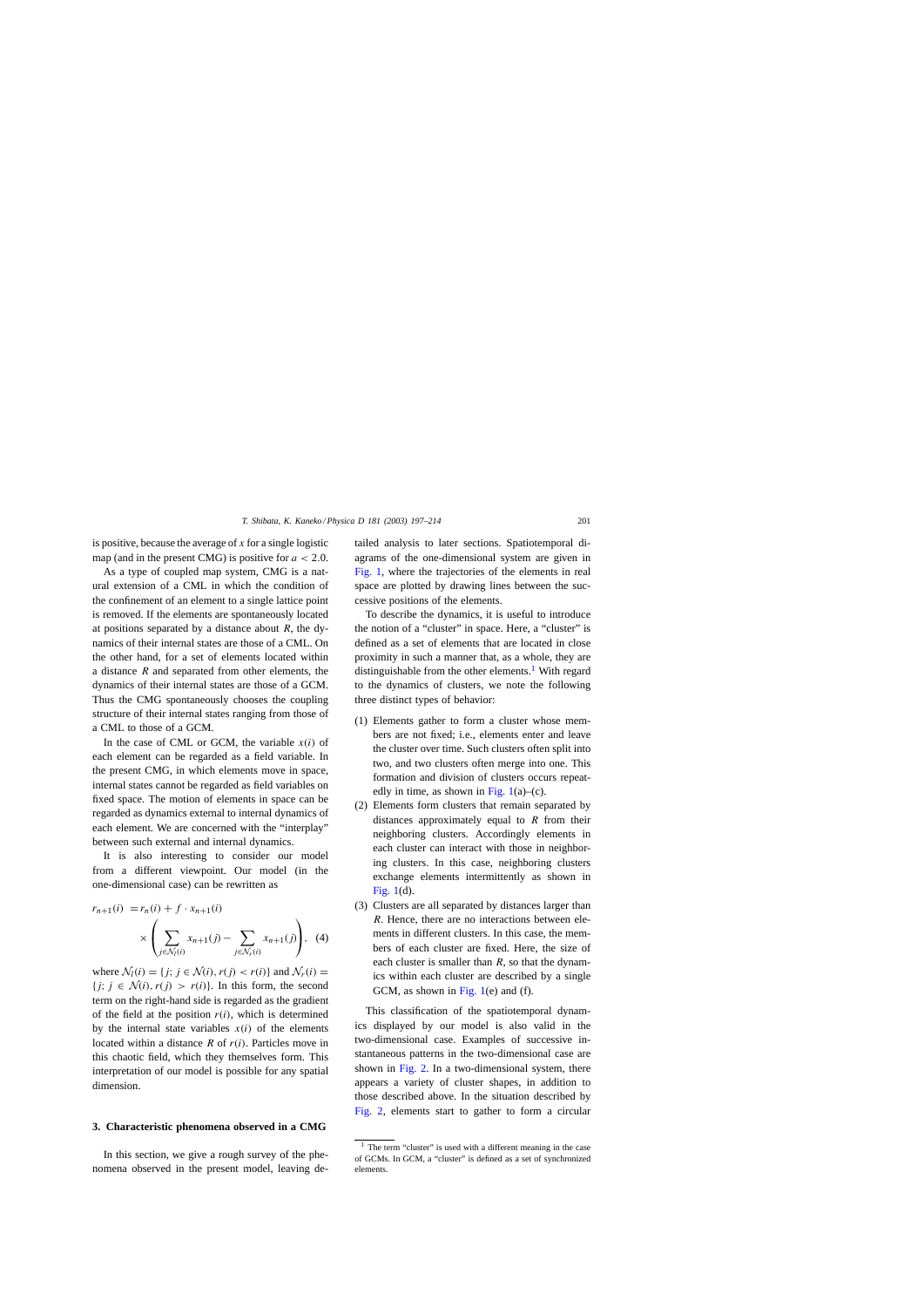is positive, because the average of $x$ for a single logistic map (and in the present CMG) is positive for $a < 2.0$.

As a type of coupled map system, CMG is a natural extension of a CML in which the condition of the confinement of an element to a single lattice point is removed. If the elements are spontaneously located at positions separated by a distance about $R$, the dynamics of their internal states are those of a CML. On the other hand, for a set of elements located within a distance $R$ and separated from other elements, the dynamics of their internal states are those of a GCM. Thus the CMG spontaneously chooses the coupling structure of their internal states ranging from those of a CML to those of a GCM.

In the case of CML or GCM, the variable $x(i)$ of each element can be regarded as a field variable. In the present CMG, in which elements move in space, internal states cannot be regarded as field variables on fixed space. The motion of elements in space can be regarded as dynamics external to internal dynamics of each element. We are concerned with the "interplay" between such external and internal dynamics.

It is also interesting to consider our model from a different viewpoint. Our model (in the one-dimensional case) can be rewritten as

$$r_{n+1}(i) = r_n(i) + f \cdot x_{n+1}(i) \times \left( \sum_{j \in \mathcal{N}_l(i)} x_{n+1}(j) - \sum_{j \in \mathcal{N}_r(i)} x_{n+1}(j) \right), \quad (4)$$

where $\mathcal{N}_l(i) = \{j;\, j \in \mathcal{N}(i), r(j) < r(i)\}$ and $\mathcal{N}_r(i) = \{j;\, j \in \mathcal{N}(i), r(j) > r(i)\}$. In this form, the second term on the right-hand side is regarded as the gradient of the field at the position $r(i)$, which is determined by the internal state variables $x(i)$ of the elements located within a distance $R$ of $r(i)$. Particles move in this chaotic field, which they themselves form. This interpretation of our model is possible for any spatial dimension.

## 3. Characteristic phenomena observed in a CMG

In this section, we give a rough survey of the phenomena observed in the present model, leaving detailed analysis to later sections. Spatiotemporal diagrams of the one-dimensional system are given in Fig. 1, where the trajectories of the elements in real space are plotted by drawing lines between the successive positions of the elements.

To describe the dynamics, it is useful to introduce the notion of a "cluster" in space. Here, a "cluster" is defined as a set of elements that are located in close proximity in such a manner that, as a whole, they are distinguishable from the other elements.[1] With regard to the dynamics of clusters, we note the following three distinct types of behavior:

(1) Elements gather to form a cluster whose members are not fixed; i.e., elements enter and leave the cluster over time. Such clusters often split into two, and two clusters often merge into one. This formation and division of clusters occurs repeatedly in time, as shown in Fig. 1(a)–(c).
(2) Elements form clusters that remain separated by distances approximately equal to $R$ from their neighboring clusters. Accordingly elements in each cluster can interact with those in neighboring clusters. In this case, neighboring clusters exchange elements intermittently as shown in Fig. 1(d).
(3) Clusters are all separated by distances larger than $R$. Hence, there are no interactions between elements in different clusters. In this case, the members of each cluster are fixed. Here, the size of each cluster is smaller than $R$, so that the dynamics within each cluster are described by a single GCM, as shown in Fig. 1(e) and (f).

This classification of the spatiotemporal dynamics displayed by our model is also valid in the two-dimensional case. Examples of successive instantaneous patterns in the two-dimensional case are shown in Fig. 2. In a two-dimensional system, there appears a variety of cluster shapes, in addition to those described above. In the situation described by Fig. 2, elements start to gather to form a circular

[1] The term "cluster" is used with a different meaning in the case of GCMs. In GCM, a "cluster" is defined as a set of synchronized elements.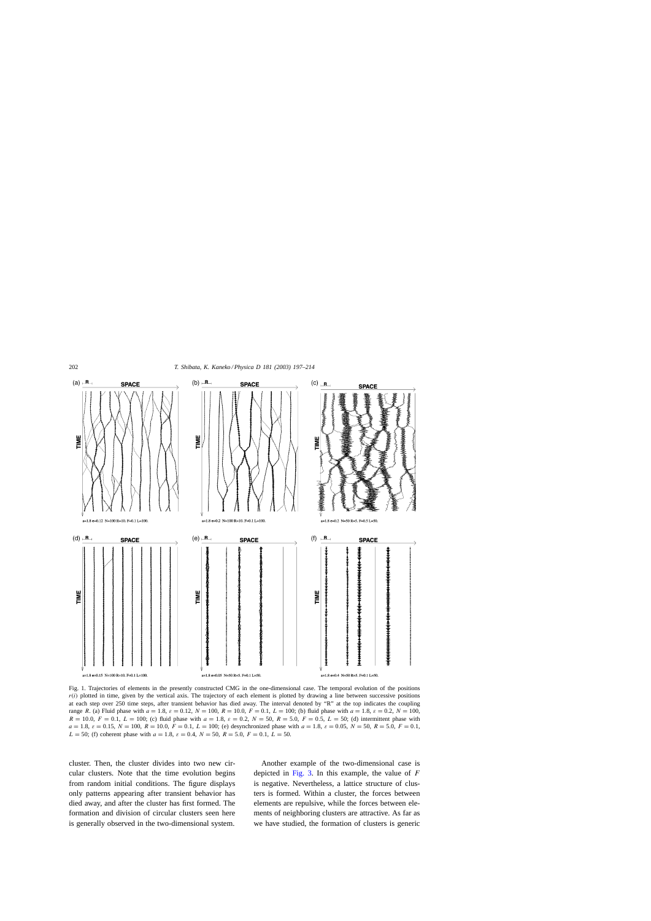Fig. 1. Trajectories of elements in the presently constructed CMG in the one-dimensional case. The temporal evolution of the positions $r(i)$ plotted in time, given by the vertical axis. The trajectory of each element is plotted by drawing a line between successive positions at each step over 250 time steps, after transient behavior has died away. The interval denoted by "R" at the top indicates the coupling range $R$. (a) Fluid phase with $a = 1.8$, $\varepsilon = 0.12$, $N = 100$, $R = 10.0$, $F = 0.1$, $L = 100$; (b) fluid phase with $a = 1.8$, $\varepsilon = 0.2$, $N = 100$, $R = 10.0$, $F = 0.1$, $L = 100$; (c) fluid phase with $a = 1.8$, $\varepsilon = 0.2$, $N = 50$, $R = 5.0$, $F = 0.5$, $L = 50$; (d) intermittent phase with $a = 1.8$, $\varepsilon = 0.15$, $N = 100$, $R = 10.0$, $F = 0.1$, $L = 100$; (e) desynchronized phase with $a = 1.8$, $\varepsilon = 0.05$, $N = 50$, $R = 5.0$, $F = 0.1$, $L = 50$; (f) coherent phase with $a = 1.8$, $\varepsilon = 0.4$, $N = 50$, $R = 5.0$, $F = 0.1$, $L = 50$.

cluster. Then, the cluster divides into two new circular clusters. Note that the time evolution begins from random initial conditions. The figure displays only patterns appearing after transient behavior has died away, and after the cluster has first formed. The formation and division of circular clusters seen here is generally observed in the two-dimensional system.

Another example of the two-dimensional case is depicted in Fig. 3. In this example, the value of $F$ is negative. Nevertheless, a lattice structure of clusters is formed. Within a cluster, the forces between elements are repulsive, while the forces between elements of neighboring clusters are attractive. As far as we have studied, the formation of clusters is generic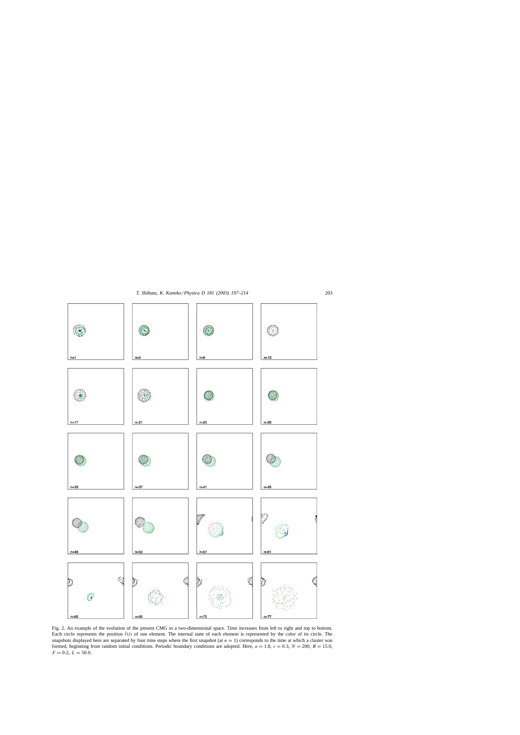Fig. 2. An example of the evolution of the present CMG in a two-dimensional space. Time increases from left to right and top to bottom. Each circle represents the position $\vec{r}(i)$ of one element. The internal state of each element is represented by the color of its circle. The snapshots displayed here are separated by four time steps where the first snapshot (at $n = 1$) corresponds to the time at which a cluster was formed, beginning from random initial conditions. Periodic boundary conditions are adopted. Here, $a = 1.8$, $\varepsilon = 0.3$, $N = 200$, $R = 15.0$, $F = 0.2$, $L = 50.0$.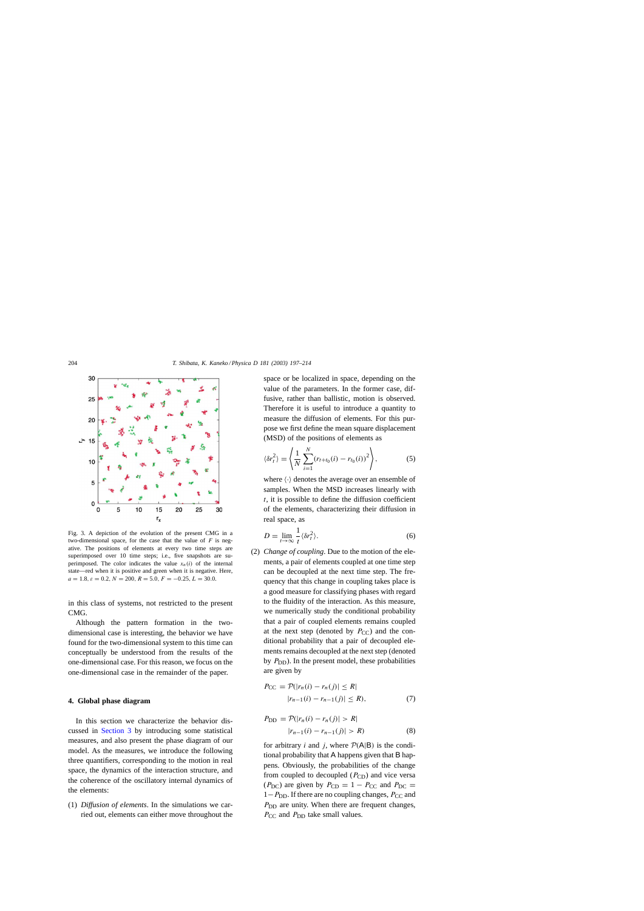Fig. 3. A depiction of the evolution of the present CMG in a two-dimensional space, for the case that the value of $F$ is negative. The positions of elements at every two time steps are superimposed over 10 time steps; i.e., five snapshots are superimposed. The color indicates the value $x_n(i)$ of the internal state—red when it is positive and green when it is negative. Here, $a = 1.8$, $\varepsilon = 0.2$, $N = 200$, $R = 5.0$, $F = -0.25$, $L = 30.0$.

in this class of systems, not restricted to the present CMG.

Although the pattern formation in the two-dimensional case is interesting, the behavior we have found for the two-dimensional system to this time can conceptually be understood from the results of the one-dimensional case. For this reason, we focus on the one-dimensional case in the remainder of the paper.

## 4. Global phase diagram

In this section we characterize the behavior discussed in Section 3 by introducing some statistical measures, and also present the phase diagram of our model. As the measures, we introduce the following three quantifiers, corresponding to the motion in real space, the dynamics of the interaction structure, and the coherence of the oscillatory internal dynamics of the elements:

(1) *Diffusion of elements*. In the simulations we carried out, elements can either move throughout the space or be localized in space, depending on the value of the parameters. In the former case, diffusive, rather than ballistic, motion is observed. Therefore it is useful to introduce a quantity to measure the diffusion of elements. For this purpose we first define the mean square displacement (MSD) of the positions of elements as

$$\langle \delta r_t^2 \rangle = \left\langle \frac{1}{N} \sum_{i=1}^{N} (r_{t+t_0}(i) - r_{t_0}(i))^2 \right\rangle, \tag{5}$$

where $\langle\cdot\rangle$ denotes the average over an ensemble of samples. When the MSD increases linearly with $t$, it is possible to define the diffusion coefficient of the elements, characterizing their diffusion in real space, as

$$D = \lim_{t\to\infty} \frac{1}{t} \langle \delta r_t^2 \rangle. \tag{6}$$

(2) *Change of coupling*. Due to the motion of the elements, a pair of elements coupled at one time step can be decoupled at the next time step. The frequency that this change in coupling takes place is a good measure for classifying phases with regard to the fluidity of the interaction. As this measure, we numerically study the conditional probability that a pair of coupled elements remains coupled at the next step (denoted by $P_{\mathrm{CC}}$) and the conditional probability that a pair of decoupled elements remains decoupled at the next step (denoted by $P_{\mathrm{DD}}$). In the present model, these probabilities are given by

$$P_{\mathrm{CC}} = \mathcal{P}(|r_n(i) - r_n(j)| \le R| \\ |r_{n-1}(i) - r_{n-1}(j)| \le R), \tag{7}$$

$$P_{\mathrm{DD}} = \mathcal{P}(|r_n(i) - r_n(j)| > R| \\ |r_{n-1}(i) - r_{n-1}(j)| > R) \tag{8}$$

for arbitrary $i$ and $j$, where $\mathcal{P}(\mathsf{A}|\mathsf{B})$ is the conditional probability that $\mathsf{A}$ happens given that $\mathsf{B}$ happens. Obviously, the probabilities of the change from coupled to decoupled ($P_{\mathrm{CD}}$) and vice versa ($P_{\mathrm{DC}}$) are given by $P_{\mathrm{CD}} = 1 - P_{\mathrm{CC}}$ and $P_{\mathrm{DC}} = 1 - P_{\mathrm{DD}}$. If there are no coupling changes, $P_{\mathrm{CC}}$ and $P_{\mathrm{DD}}$ are unity. When there are frequent changes, $P_{\mathrm{CC}}$ and $P_{\mathrm{DD}}$ take small values.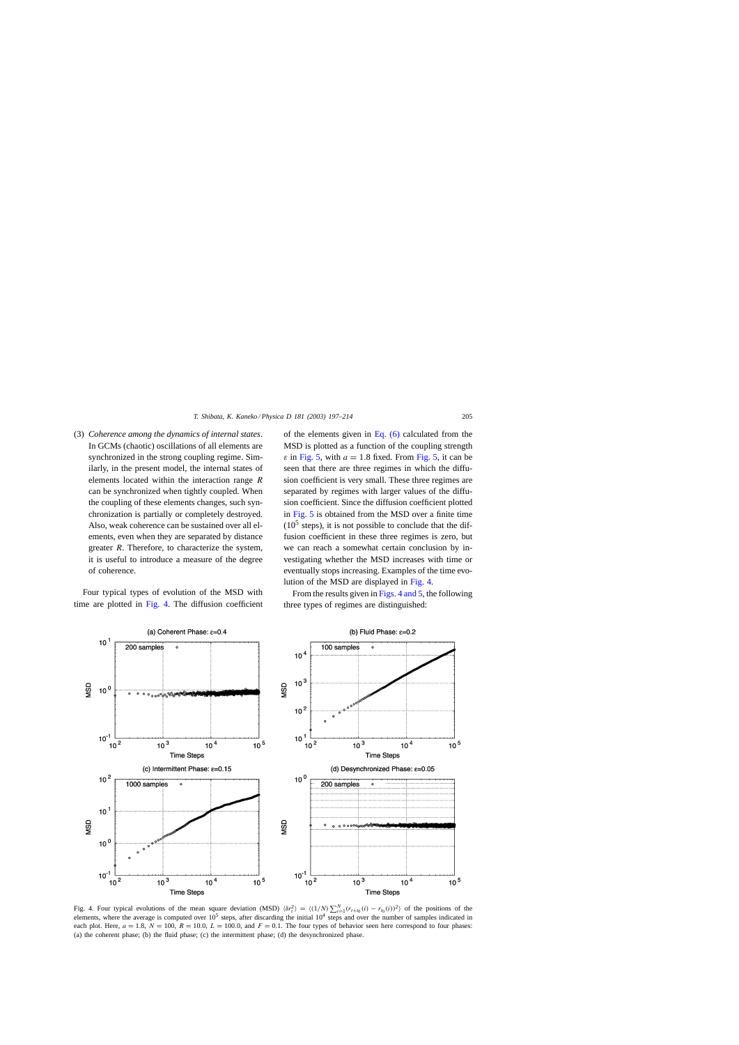(3) *Coherence among the dynamics of internal states*. In GCMs (chaotic) oscillations of all elements are synchronized in the strong coupling regime. Similarly, in the present model, the internal states of elements located within the interaction range $R$ can be synchronized when tightly coupled. When the coupling of these elements changes, such synchronization is partially or completely destroyed. Also, weak coherence can be sustained over all elements, even when they are separated by distance greater $R$. Therefore, to characterize the system, it is useful to introduce a measure of the degree of coherence.

Four typical types of evolution of the MSD with time are plotted in Fig. 4. The diffusion coefficient of the elements given in Eq. (6) calculated from the MSD is plotted as a function of the coupling strength $\varepsilon$ in Fig. 5, with $a = 1.8$ fixed. From Fig. 5, it can be seen that there are three regimes in which the diffusion coefficient is very small. These three regimes are separated by regimes with larger values of the diffusion coefficient. Since the diffusion coefficient plotted in Fig. 5 is obtained from the MSD over a finite time ($10^5$ steps), it is not possible to conclude that the diffusion coefficient in these three regimes is zero, but we can reach a somewhat certain conclusion by investigating whether the MSD increases with time or eventually stops increasing. Examples of the time evolution of the MSD are displayed in Fig. 4.

From the results given in Figs. 4 and 5, the following three types of regimes are distinguished:

Fig. 4. Four typical evolutions of the mean square deviation (MSD) $\langle \delta r_t^2 \rangle = \langle (1/N) \sum_{i=1}^{N} (r_{t+t_0}(i) - r_{t_0}(i))^2 \rangle$ of the positions of the elements, where the average is computed over $10^5$ steps, after discarding the initial $10^4$ steps and over the number of samples indicated in each plot. Here, $a = 1.8$, $N = 100$, $R = 10.0$, $L = 100.0$, and $F = 0.1$. The four types of behavior seen here correspond to four phases: (a) the coherent phase; (b) the fluid phase; (c) the intermittent phase; (d) the desynchronized phase.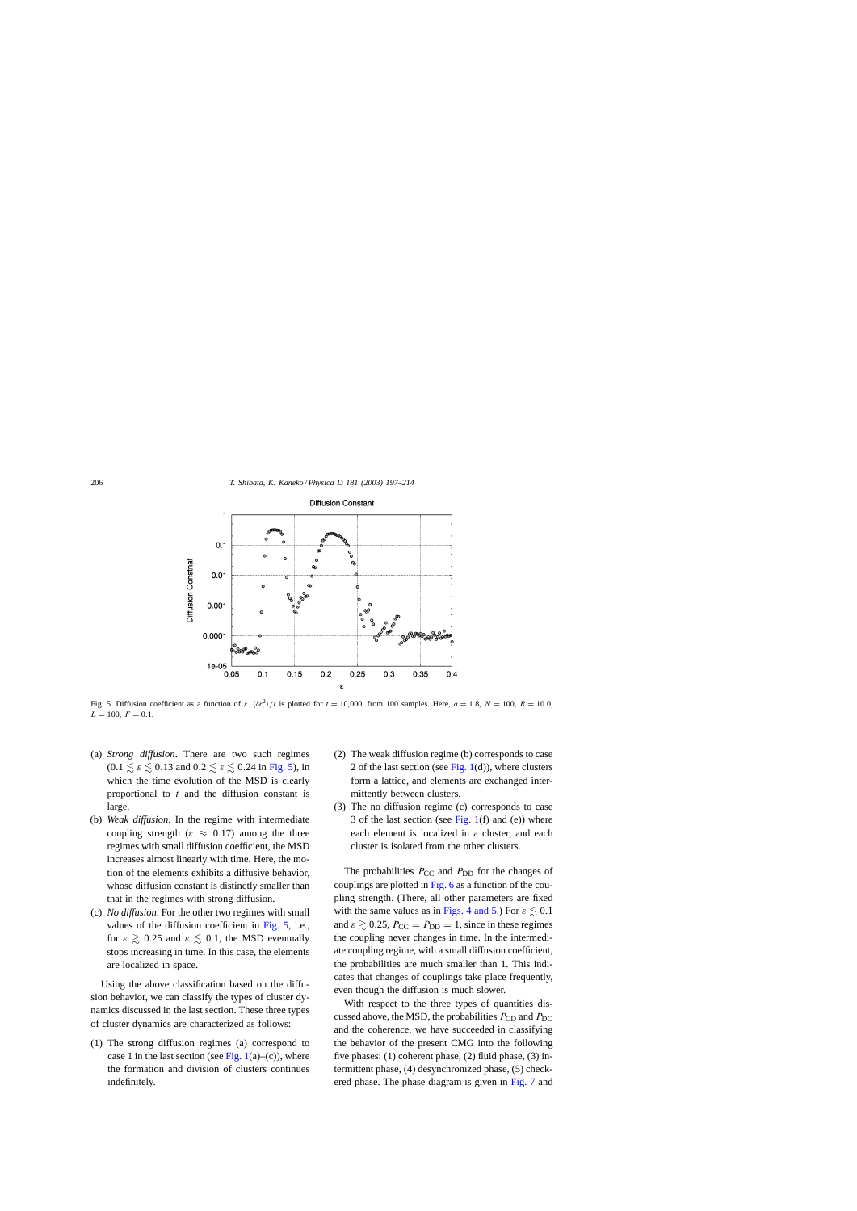Fig. 5. Diffusion coefficient as a function of $\varepsilon$. $\langle \delta r_t^2 \rangle / t$ is plotted for $t = 10{,}000$, from 100 samples. Here, $a = 1.8$, $N = 100$, $R = 10.0$, $L = 100$, $F = 0.1$.

(a) *Strong diffusion*. There are two such regimes ($0.1 \lesssim \varepsilon \lesssim 0.13$ and $0.2 \lesssim \varepsilon \lesssim 0.24$ in Fig. 5), in which the time evolution of the MSD is clearly proportional to $t$ and the diffusion constant is large.

(b) *Weak diffusion*. In the regime with intermediate coupling strength ($\varepsilon \approx 0.17$) among the three regimes with small diffusion coefficient, the MSD increases almost linearly with time. Here, the motion of the elements exhibits a diffusive behavior, whose diffusion constant is distinctly smaller than that in the regimes with strong diffusion.

(c) *No diffusion*. For the other two regimes with small values of the diffusion coefficient in Fig. 5, i.e., for $\varepsilon \gtrsim 0.25$ and $\varepsilon \lesssim 0.1$, the MSD eventually stops increasing in time. In this case, the elements are localized in space.

Using the above classification based on the diffusion behavior, we can classify the types of cluster dynamics discussed in the last section. These three types of cluster dynamics are characterized as follows:

(1) The strong diffusion regimes (a) correspond to case 1 in the last section (see Fig. 1(a)–(c)), where the formation and division of clusters continues indefinitely.

(2) The weak diffusion regime (b) corresponds to case 2 of the last section (see Fig. 1(d)), where clusters form a lattice, and elements are exchanged intermittently between clusters.

(3) The no diffusion regime (c) corresponds to case 3 of the last section (see Fig. 1(f) and (e)) where each element is localized in a cluster, and each cluster is isolated from the other clusters.

The probabilities $P_{\mathrm{CC}}$ and $P_{\mathrm{DD}}$ for the changes of couplings are plotted in Fig. 6 as a function of the coupling strength. (There, all other parameters are fixed with the same values as in Figs. 4 and 5.) For $\varepsilon \lesssim 0.1$ and $\varepsilon \gtrsim 0.25$, $P_{\mathrm{CC}} = P_{\mathrm{DD}} = 1$, since in these regimes the coupling never changes in time. In the intermediate coupling regime, with a small diffusion coefficient, the probabilities are much smaller than 1. This indicates that changes of couplings take place frequently, even though the diffusion is much slower.

With respect to the three types of quantities discussed above, the MSD, the probabilities $P_{\mathrm{CD}}$ and $P_{\mathrm{DC}}$ and the coherence, we have succeeded in classifying the behavior of the present CMG into the following five phases: (1) coherent phase, (2) fluid phase, (3) intermittent phase, (4) desynchronized phase, (5) checkered phase. The phase diagram is given in Fig. 7 and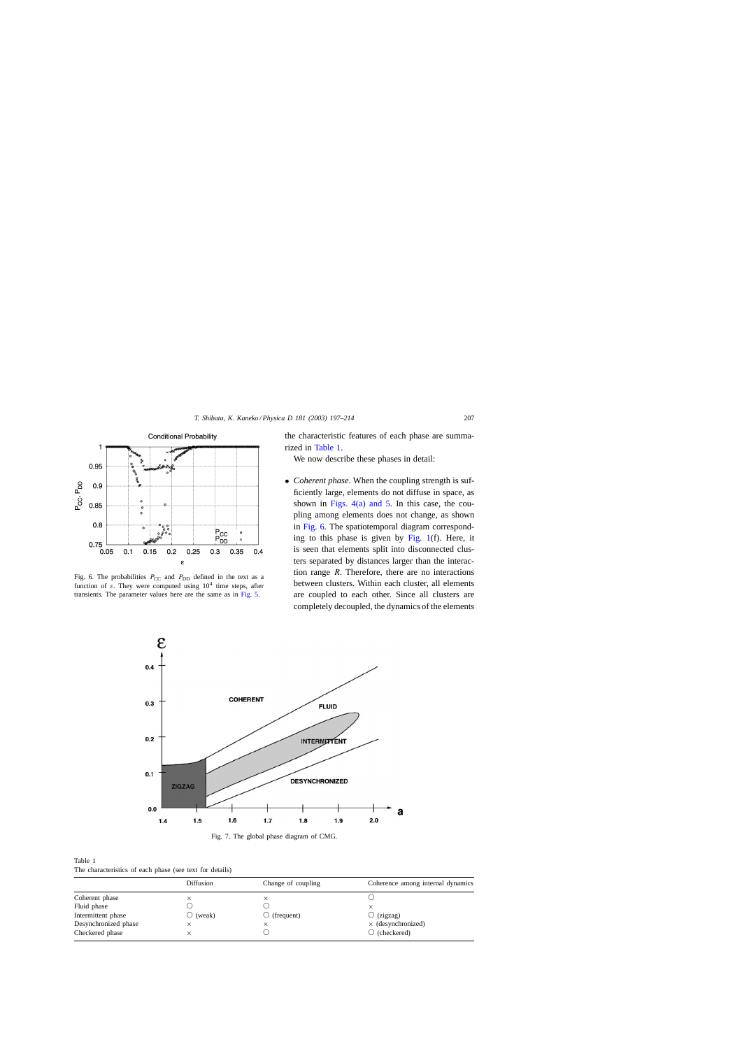Fig. 6. The probabilities $P_{CC}$ and $P_{DD}$ defined in the text as a function of $\varepsilon$. They were computed using $10^4$ time steps, after transients. The parameter values here are the same as in Fig. 5.

the characteristic features of each phase are summarized in Table 1.

We now describe these phases in detail:

- *Coherent phase*. When the coupling strength is sufficiently large, elements do not diffuse in space, as shown in Figs. 4(a) and 5. In this case, the coupling among elements does not change, as shown in Fig. 6. The spatiotemporal diagram corresponding to this phase is given by Fig. 1(f). Here, it is seen that elements split into disconnected clusters separated by distances larger than the interaction range $R$. Therefore, there are no interactions between clusters. Within each cluster, all elements are coupled to each other. Since all clusters are completely decoupled, the dynamics of the elements

Fig. 7. The global phase diagram of CMG.

Table 1
The characteristics of each phase (see text for details)

| | Diffusion | Change of coupling | Coherence among internal dynamics |
|---|---|---|---|
| Coherent phase | × | × | ○ |
| Fluid phase | ○ | ○ | × |
| Intermittent phase | ○ (weak) | ○ (frequent) | ○ (zigzag) |
| Desynchronized phase | × | × | × (desynchronized) |
| Checkered phase | × | ○ | ○ (checkered) |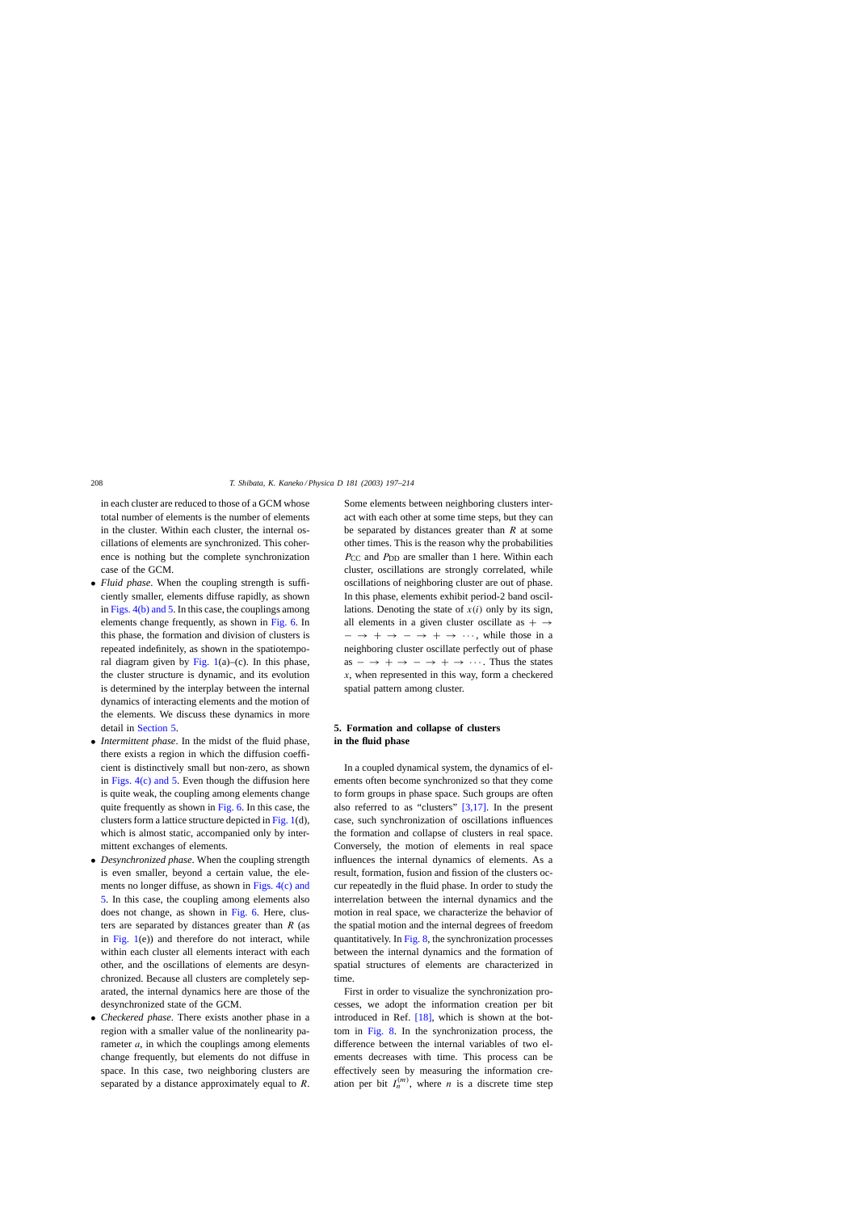in each cluster are reduced to those of a GCM whose total number of elements is the number of elements in the cluster. Within each cluster, the internal oscillations of elements are synchronized. This coherence is nothing but the complete synchronization case of the GCM.

- *Fluid phase*. When the coupling strength is sufficiently smaller, elements diffuse rapidly, as shown in Figs. 4(b) and 5. In this case, the couplings among elements change frequently, as shown in Fig. 6. In this phase, the formation and division of clusters is repeated indefinitely, as shown in the spatiotemporal diagram given by Fig. 1(a)–(c). In this phase, the cluster structure is dynamic, and its evolution is determined by the interplay between the internal dynamics of interacting elements and the motion of the elements. We discuss these dynamics in more detail in Section 5.
- *Intermittent phase*. In the midst of the fluid phase, there exists a region in which the diffusion coefficient is distinctively small but non-zero, as shown in Figs. 4(c) and 5. Even though the diffusion here is quite weak, the coupling among elements change quite frequently as shown in Fig. 6. In this case, the clusters form a lattice structure depicted in Fig. 1(d), which is almost static, accompanied only by intermittent exchanges of elements.
- *Desynchronized phase*. When the coupling strength is even smaller, beyond a certain value, the elements no longer diffuse, as shown in Figs. 4(c) and 5. In this case, the coupling among elements also does not change, as shown in Fig. 6. Here, clusters are separated by distances greater than $R$ (as in Fig. 1(e)) and therefore do not interact, while within each cluster all elements interact with each other, and the oscillations of elements are desynchronized. Because all clusters are completely separated, the internal dynamics here are those of the desynchronized state of the GCM.
- *Checkered phase*. There exists another phase in a region with a smaller value of the nonlinearity parameter $a$, in which the couplings among elements change frequently, but elements do not diffuse in space. In this case, two neighboring clusters are separated by a distance approximately equal to $R$. Some elements between neighboring clusters interact with each other at some time steps, but they can be separated by distances greater than $R$ at some other times. This is the reason why the probabilities $P_{CC}$ and $P_{DD}$ are smaller than 1 here. Within each cluster, oscillations are strongly correlated, while oscillations of neighboring cluster are out of phase. In this phase, elements exhibit period-2 band oscillations. Denoting the state of $x(i)$ only by its sign, all elements in a given cluster oscillate as $+ \to - \to + \to - \to + \to \cdots$, while those in a neighboring cluster oscillate perfectly out of phase as $- \to + \to - \to + \to \cdots$. Thus the states $x$, when represented in this way, form a checkered spatial pattern among cluster.

## 5. Formation and collapse of clusters in the fluid phase

In a coupled dynamical system, the dynamics of elements often become synchronized so that they come to form groups in phase space. Such groups are often also referred to as "clusters" [3,17]. In the present case, such synchronization of oscillations influences the formation and collapse of clusters in real space. Conversely, the motion of elements in real space influences the internal dynamics of elements. As a result, formation, fusion and fission of the clusters occur repeatedly in the fluid phase. In order to study the interrelation between the internal dynamics and the motion in real space, we characterize the behavior of the spatial motion and the internal degrees of freedom quantitatively. In Fig. 8, the synchronization processes between the internal dynamics and the formation of spatial structures of elements are characterized in time.

First in order to visualize the synchronization processes, we adopt the information creation per bit introduced in Ref. [18], which is shown at the bottom in Fig. 8. In the synchronization process, the difference between the internal variables of two elements decreases with time. This process can be effectively seen by measuring the information creation per bit $I_n^{(m)}$, where $n$ is a discrete time step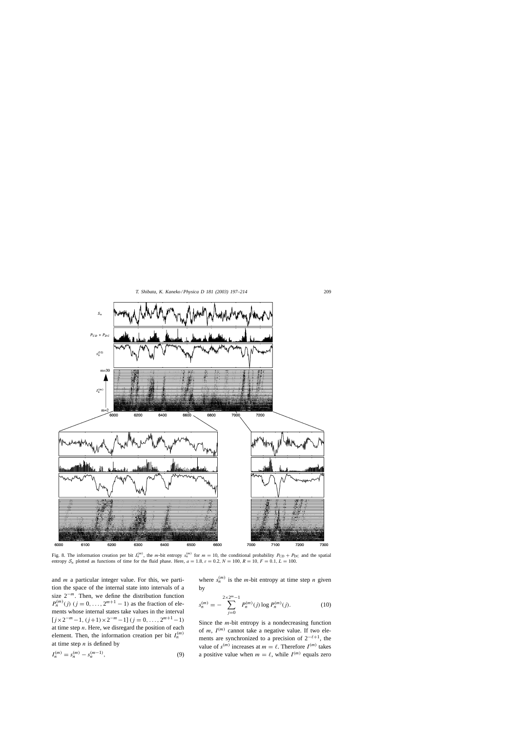Fig. 8. The information creation per bit $I_n^{(m)}$, the $m$-bit entropy $s_n^{(m)}$ for $m = 10$, the conditional probability $P_{CD} + P_{DC}$ and the spatial entropy $\mathcal{S}_n$ plotted as functions of time for the fluid phase. Here, $a = 1.8$, $\varepsilon = 0.2$, $N = 100$, $R = 10$, $F = 0.1$, $L = 100$.

and $m$ a particular integer value. For this, we partition the space of the internal state into intervals of a size $2^{-m}$. Then, we define the distribution function $P_n^{(m)}(j)$ $(j = 0, \ldots, 2^{m+1} - 1)$ as the fraction of elements whose internal states take values in the interval $[j \times 2^{-m} - 1, (j+1) \times 2^{-m} - 1]$ $(j = 0, \ldots, 2^{m+1} - 1)$ at time step $n$. Here, we disregard the position of each element. Then, the information creation per bit $I_n^{(m)}$ at time step $n$ is defined by

$$I_n^{(m)} = s_n^{(m)} - s_n^{(m-1)}, \tag{9}$$

where $s_n^{(m)}$ is the $m$-bit entropy at time step $n$ given by

$$s_n^{(m)} = -\sum_{j=0}^{2 \times 2^m - 1} P_n^{(m)}(j) \log P_n^{(m)}(j). \tag{10}$$

Since the $m$-bit entropy is a nondecreasing function of $m$, $I^{(m)}$ cannot take a negative value. If two elements are synchronized to a precision of $2^{-\ell+1}$, the value of $s^{(m)}$ increases at $m = \ell$. Therefore $I^{(m)}$ takes a positive value when $m = \ell$, while $I^{(m)}$ equals zero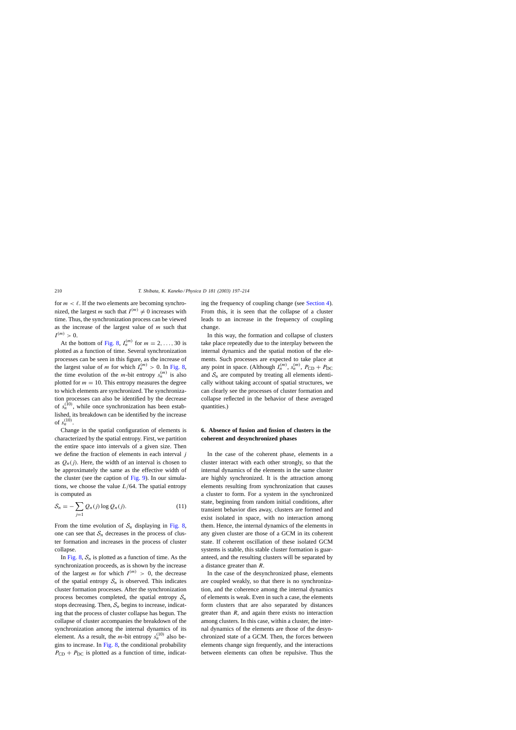for $m < \ell$. If the two elements are becoming synchronized, the largest $m$ such that $I^{(m)} \neq 0$ increases with time. Thus, the synchronization process can be viewed as the increase of the largest value of $m$ such that $I^{(m)} > 0$.

At the bottom of Fig. 8, $I_n^{(m)}$ for $m = 2, \dots, 30$ is plotted as a function of time. Several synchronization processes can be seen in this figure, as the increase of the largest value of $m$ for which $I_n^{(m)} > 0$. In Fig. 8, the time evolution of the $m$-bit entropy $s_n^{(m)}$ is also plotted for $m = 10$. This entropy measures the degree to which elements are synchronized. The synchronization processes can also be identified by the decrease of $s_n^{(10)}$, while once synchronization has been established, its breakdown can be identified by the increase of $s_n^{(10)}$.

Change in the spatial configuration of elements is characterized by the spatial entropy. First, we partition the entire space into intervals of a given size. Then we define the fraction of elements in each interval $j$ as $Q_n(j)$. Here, the width of an interval is chosen to be approximately the same as the effective width of the cluster (see the caption of Fig. 9). In our simulations, we choose the value $L/64$. The spatial entropy is computed as

$$\mathcal{S}_n = -\sum_{j=1} Q_n(j) \log Q_n(j). \tag{11}$$

From the time evolution of $\mathcal{S}_n$ displaying in Fig. 8, one can see that $\mathcal{S}_n$ decreases in the process of cluster formation and increases in the process of cluster collapse.

In Fig. 8, $\mathcal{S}_n$ is plotted as a function of time. As the synchronization proceeds, as is shown by the increase of the largest $m$ for which $I^{(m)} > 0$, the decrease of the spatial entropy $\mathcal{S}_n$ is observed. This indicates cluster formation processes. After the synchronization process becomes completed, the spatial entropy $\mathcal{S}_n$ stops decreasing. Then, $\mathcal{S}_n$ begins to increase, indicating that the process of cluster collapse has begun. The collapse of cluster accompanies the breakdown of the synchronization among the internal dynamics of its element. As a result, the $m$-bit entropy $s_n^{(10)}$ also begins to increase. In Fig. 8, the conditional probability $P_{\mathrm{CD}} + P_{\mathrm{DC}}$ is plotted as a function of time, indicating the frequency of coupling change (see Section 4). From this, it is seen that the collapse of a cluster leads to an increase in the frequency of coupling change.

In this way, the formation and collapse of clusters take place repeatedly due to the interplay between the internal dynamics and the spatial motion of the elements. Such processes are expected to take place at any point in space. (Although $I_n^{(m)}$, $s_n^{(m)}$, $P_{\mathrm{CD}} + P_{\mathrm{DC}}$ and $\mathcal{S}_n$ are computed by treating all elements identically without taking account of spatial structures, we can clearly see the processes of cluster formation and collapse reflected in the behavior of these averaged quantities.)

## 6. Absence of fusion and fission of clusters in the coherent and desynchronized phases

In the case of the coherent phase, elements in a cluster interact with each other strongly, so that the internal dynamics of the elements in the same cluster are highly synchronized. It is the attraction among elements resulting from synchronization that causes a cluster to form. For a system in the synchronized state, beginning from random initial conditions, after transient behavior dies away, clusters are formed and exist isolated in space, with no interaction among them. Hence, the internal dynamics of the elements in any given cluster are those of a GCM in its coherent state. If coherent oscillation of these isolated GCM systems is stable, this stable cluster formation is guaranteed, and the resulting clusters will be separated by a distance greater than $R$.

In the case of the desynchronized phase, elements are coupled weakly, so that there is no synchronization, and the coherence among the internal dynamics of elements is weak. Even in such a case, the elements form clusters that are also separated by distances greater than $R$, and again there exists no interaction among clusters. In this case, within a cluster, the internal dynamics of the elements are those of the desynchronized state of a GCM. Then, the forces between elements change sign frequently, and the interactions between elements can often be repulsive. Thus the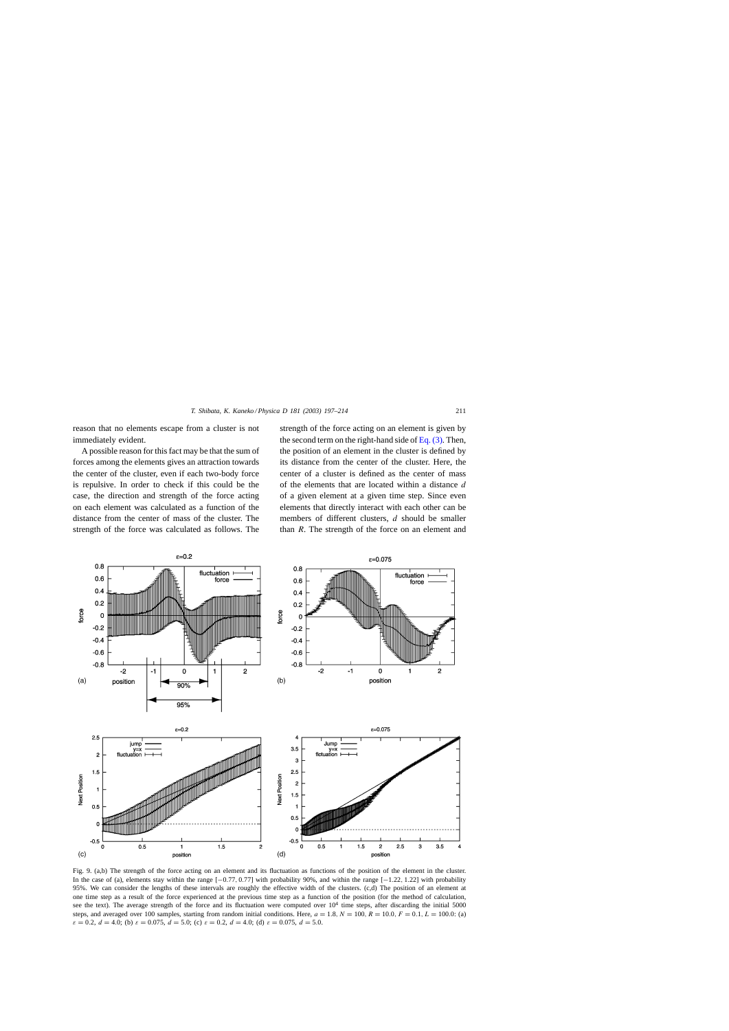reason that no elements escape from a cluster is not immediately evident.

A possible reason for this fact may be that the sum of forces among the elements gives an attraction towards the center of the cluster, even if each two-body force is repulsive. In order to check if this could be the case, the direction and strength of the force acting on each element was calculated as a function of the distance from the center of mass of the cluster. The strength of the force was calculated as follows. The strength of the force acting on an element is given by the second term on the right-hand side of Eq. (3). Then, the position of an element in the cluster is defined by its distance from the center of the cluster. Here, the center of a cluster is defined as the center of mass of the elements that are located within a distance $d$ of a given element at a given time step. Since even elements that directly interact with each other can be members of different clusters, $d$ should be smaller than $R$. The strength of the force on an element and

Fig. 9. (a,b) The strength of the force acting on an element and its fluctuation as functions of the position of the element in the cluster. In the case of (a), elements stay within the range $[-0.77, 0.77]$ with probability 90%, and within the range $[-1.22, 1.22]$ with probability 95%. We can consider the lengths of these intervals are roughly the effective width of the clusters. (c,d) The position of an element at one time step as a result of the force experienced at the previous time step as a function of the position (for the method of calculation, see the text). The average strength of the force and its fluctuation were computed over $10^4$ time steps, after discarding the initial 5000 steps, and averaged over 100 samples, starting from random initial conditions. Here, $a = 1.8$, $N = 100$, $R = 10.0$, $F = 0.1$, $L = 100.0$: (a) $\varepsilon = 0.2$, $d = 4.0$; (b) $\varepsilon = 0.075$, $d = 5.0$; (c) $\varepsilon = 0.2$, $d = 4.0$; (d) $\varepsilon = 0.075$, $d = 5.0$.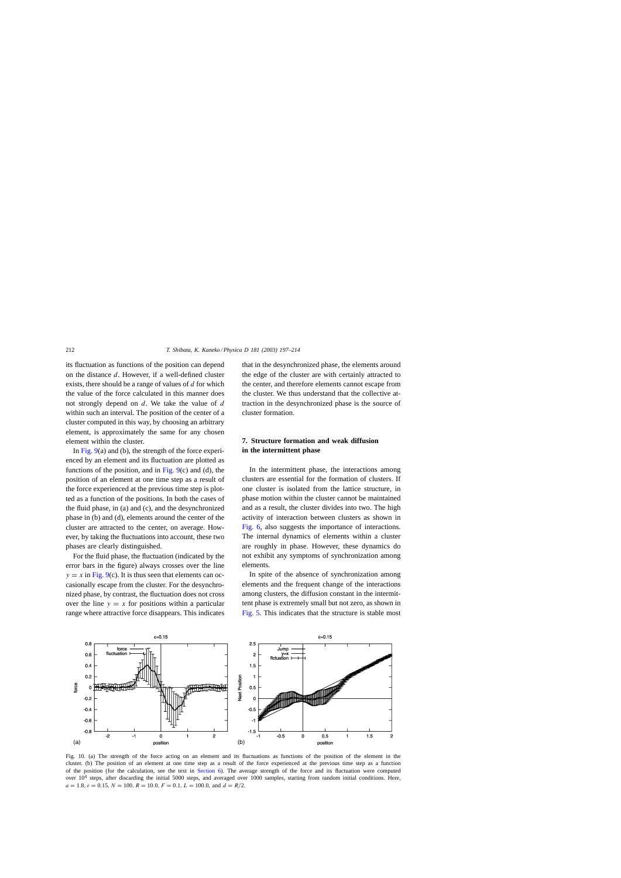its fluctuation as functions of the position can depend on the distance $d$. However, if a well-defined cluster exists, there should be a range of values of $d$ for which the value of the force calculated in this manner does not strongly depend on $d$. We take the value of $d$ within such an interval. The position of the center of a cluster computed in this way, by choosing an arbitrary element, is approximately the same for any chosen element within the cluster.

In Fig. 9(a) and (b), the strength of the force experienced by an element and its fluctuation are plotted as functions of the position, and in Fig. 9(c) and (d), the position of an element at one time step as a result of the force experienced at the previous time step is plotted as a function of the positions. In both the cases of the fluid phase, in (a) and (c), and the desynchronized phase in (b) and (d), elements around the center of the cluster are attracted to the center, on average. However, by taking the fluctuations into account, these two phases are clearly distinguished.

For the fluid phase, the fluctuation (indicated by the error bars in the figure) always crosses over the line $y = x$ in Fig. 9(c). It is thus seen that elements can occasionally escape from the cluster. For the desynchronized phase, by contrast, the fluctuation does not cross over the line $y = x$ for positions within a particular range where attractive force disappears. This indicates that in the desynchronized phase, the elements around the edge of the cluster are with certainly attracted to the center, and therefore elements cannot escape from the cluster. We thus understand that the collective attraction in the desynchronized phase is the source of cluster formation.

## 7. Structure formation and weak diffusion in the intermittent phase

In the intermittent phase, the interactions among clusters are essential for the formation of clusters. If one cluster is isolated from the lattice structure, in phase motion within the cluster cannot be maintained and as a result, the cluster divides into two. The high activity of interaction between clusters as shown in Fig. 6, also suggests the importance of interactions. The internal dynamics of elements within a cluster are roughly in phase. However, these dynamics do not exhibit any symptoms of synchronization among elements.

In spite of the absence of synchronization among elements and the frequent change of the interactions among clusters, the diffusion constant in the intermittent phase is extremely small but not zero, as shown in Fig. 5. This indicates that the structure is stable most

Fig. 10. (a) The strength of the force acting on an element and its fluctuations as functions of the position of the element in the cluster. (b) The position of an element at one time step as a result of the force experienced at the previous time step as a function of the position (for the calculation, see the text in Section 6). The average strength of the force and its fluctuation were computed over $10^4$ steps, after discarding the initial 5000 steps, and averaged over 1000 samples, starting from random initial conditions. Here, $a = 1.8$, $\varepsilon = 0.15$, $N = 100$, $R = 10.0$, $F = 0.1$, $L = 100.0$, and $d = R/2$.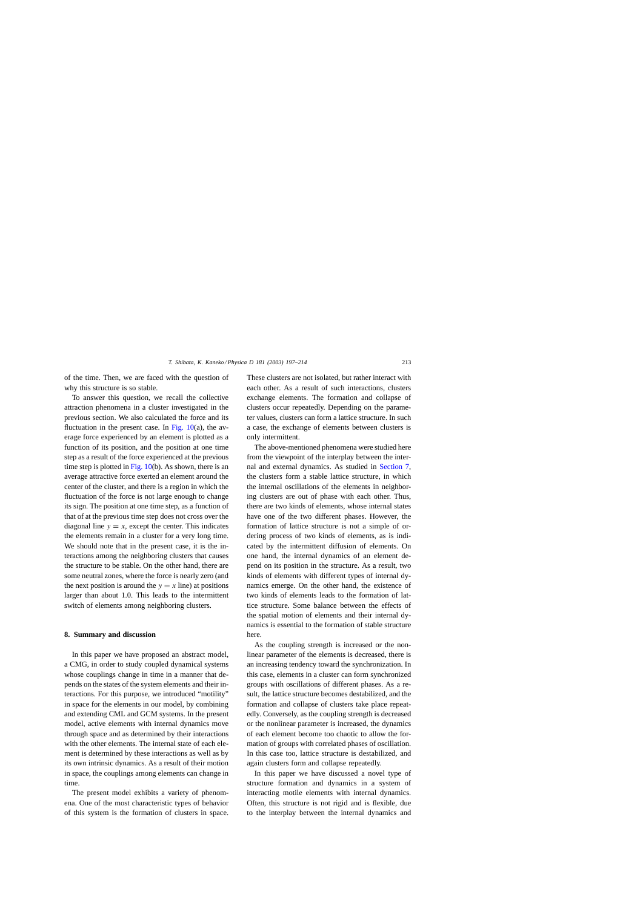of the time. Then, we are faced with the question of why this structure is so stable.

To answer this question, we recall the collective attraction phenomena in a cluster investigated in the previous section. We also calculated the force and its fluctuation in the present case. In Fig. 10(a), the average force experienced by an element is plotted as a function of its position, and the position at one time step as a result of the force experienced at the previous time step is plotted in Fig. 10(b). As shown, there is an average attractive force exerted an element around the center of the cluster, and there is a region in which the fluctuation of the force is not large enough to change its sign. The position at one time step, as a function of that of at the previous time step does not cross over the diagonal line $y = x$, except the center. This indicates the elements remain in a cluster for a very long time. We should note that in the present case, it is the interactions among the neighboring clusters that causes the structure to be stable. On the other hand, there are some neutral zones, where the force is nearly zero (and the next position is around the $y = x$ line) at positions larger than about 1.0. This leads to the intermittent switch of elements among neighboring clusters.

## 8. Summary and discussion

In this paper we have proposed an abstract model, a CMG, in order to study coupled dynamical systems whose couplings change in time in a manner that depends on the states of the system elements and their interactions. For this purpose, we introduced "motility" in space for the elements in our model, by combining and extending CML and GCM systems. In the present model, active elements with internal dynamics move through space and as determined by their interactions with the other elements. The internal state of each element is determined by these interactions as well as by its own intrinsic dynamics. As a result of their motion in space, the couplings among elements can change in time.

The present model exhibits a variety of phenomena. One of the most characteristic types of behavior of this system is the formation of clusters in space. These clusters are not isolated, but rather interact with each other. As a result of such interactions, clusters exchange elements. The formation and collapse of clusters occur repeatedly. Depending on the parameter values, clusters can form a lattice structure. In such a case, the exchange of elements between clusters is only intermittent.

The above-mentioned phenomena were studied here from the viewpoint of the interplay between the internal and external dynamics. As studied in Section 7, the clusters form a stable lattice structure, in which the internal oscillations of the elements in neighboring clusters are out of phase with each other. Thus, there are two kinds of elements, whose internal states have one of the two different phases. However, the formation of lattice structure is not a simple of ordering process of two kinds of elements, as is indicated by the intermittent diffusion of elements. On one hand, the internal dynamics of an element depend on its position in the structure. As a result, two kinds of elements with different types of internal dynamics emerge. On the other hand, the existence of two kinds of elements leads to the formation of lattice structure. Some balance between the effects of the spatial motion of elements and their internal dynamics is essential to the formation of stable structure here.

As the coupling strength is increased or the nonlinear parameter of the elements is decreased, there is an increasing tendency toward the synchronization. In this case, elements in a cluster can form synchronized groups with oscillations of different phases. As a result, the lattice structure becomes destabilized, and the formation and collapse of clusters take place repeatedly. Conversely, as the coupling strength is decreased or the nonlinear parameter is increased, the dynamics of each element become too chaotic to allow the formation of groups with correlated phases of oscillation. In this case too, lattice structure is destabilized, and again clusters form and collapse repeatedly.

In this paper we have discussed a novel type of structure formation and dynamics in a system of interacting motile elements with internal dynamics. Often, this structure is not rigid and is flexible, due to the interplay between the internal dynamics and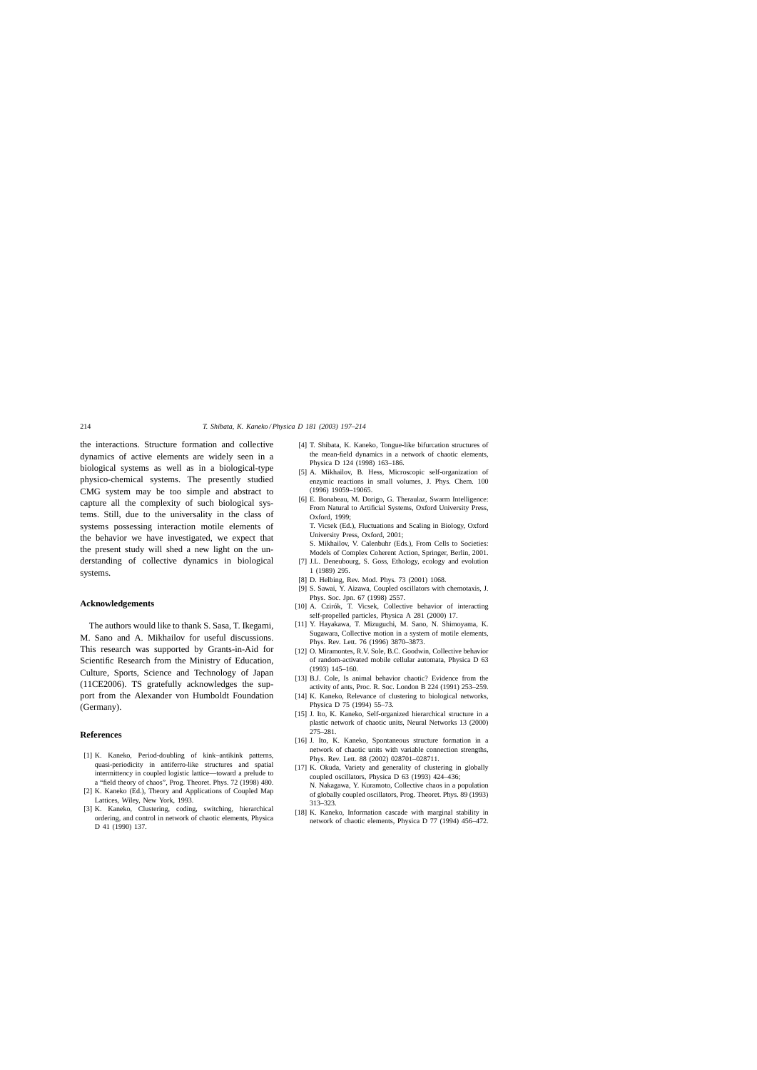the interactions. Structure formation and collective dynamics of active elements are widely seen in a biological systems as well as in a biological-type physico-chemical systems. The presently studied CMG system may be too simple and abstract to capture all the complexity of such biological systems. Still, due to the universality in the class of systems possessing interaction motile elements of the behavior we have investigated, we expect that the present study will shed a new light on the understanding of collective dynamics in biological systems.

## Acknowledgements

The authors would like to thank S. Sasa, T. Ikegami, M. Sano and A. Mikhailov for useful discussions. This research was supported by Grants-in-Aid for Scientific Research from the Ministry of Education, Culture, Sports, Science and Technology of Japan (11CE2006). TS gratefully acknowledges the support from the Alexander von Humboldt Foundation (Germany).

## References

[1] K. Kaneko, Period-doubling of kink–antikink patterns, quasi-periodicity in antiferro-like structures and spatial intermittency in coupled logistic lattice—toward a prelude to a "field theory of chaos", Prog. Theoret. Phys. 72 (1998) 480.

[2] K. Kaneko (Ed.), Theory and Applications of Coupled Map Lattices, Wiley, New York, 1993.

[3] K. Kaneko, Clustering, coding, switching, hierarchical ordering, and control in network of chaotic elements, Physica D 41 (1990) 137.

[4] T. Shibata, K. Kaneko, Tongue-like bifurcation structures of the mean-field dynamics in a network of chaotic elements, Physica D 124 (1998) 163–186.

[5] A. Mikhailov, B. Hess, Microscopic self-organization of enzymic reactions in small volumes, J. Phys. Chem. 100 (1996) 19059–19065.

[6] E. Bonabeau, M. Dorigo, G. Theraulaz, Swarm Intelligence: From Natural to Artificial Systems, Oxford University Press, Oxford, 1999;
T. Vicsek (Ed.), Fluctuations and Scaling in Biology, Oxford University Press, Oxford, 2001;
S. Mikhailov, V. Calenbuhr (Eds.), From Cells to Societies: Models of Complex Coherent Action, Springer, Berlin, 2001.

[7] J.L. Deneubourg, S. Goss, Ethology, ecology and evolution 1 (1989) 295.

[8] D. Helbing, Rev. Mod. Phys. 73 (2001) 1068.

[9] S. Sawai, Y. Aizawa, Coupled oscillators with chemotaxis, J. Phys. Soc. Jpn. 67 (1998) 2557.

[10] A. Czirók, T. Vicsek, Collective behavior of interacting self-propelled particles, Physica A 281 (2000) 17.

[11] Y. Hayakawa, T. Mizuguchi, M. Sano, N. Shimoyama, K. Sugawara, Collective motion in a system of motile elements, Phys. Rev. Lett. 76 (1996) 3870–3873.

[12] O. Miramontes, R.V. Sole, B.C. Goodwin, Collective behavior of random-activated mobile cellular automata, Physica D 63 (1993) 145–160.

[13] B.J. Cole, Is animal behavior chaotic? Evidence from the activity of ants, Proc. R. Soc. London B 224 (1991) 253–259.

[14] K. Kaneko, Relevance of clustering to biological networks, Physica D 75 (1994) 55–73.

[15] J. Ito, K. Kaneko, Self-organized hierarchical structure in a plastic network of chaotic units, Neural Networks 13 (2000) 275–281.

[16] J. Ito, K. Kaneko, Spontaneous structure formation in a network of chaotic units with variable connection strengths, Phys. Rev. Lett. 88 (2002) 028701–028711.

[17] K. Okuda, Variety and generality of clustering in globally coupled oscillators, Physica D 63 (1993) 424–436;
N. Nakagawa, Y. Kuramoto, Collective chaos in a population of globally coupled oscillators, Prog. Theoret. Phys. 89 (1993) 313–323.

[18] K. Kaneko, Information cascade with marginal stability in network of chaotic elements, Physica D 77 (1994) 456–472.